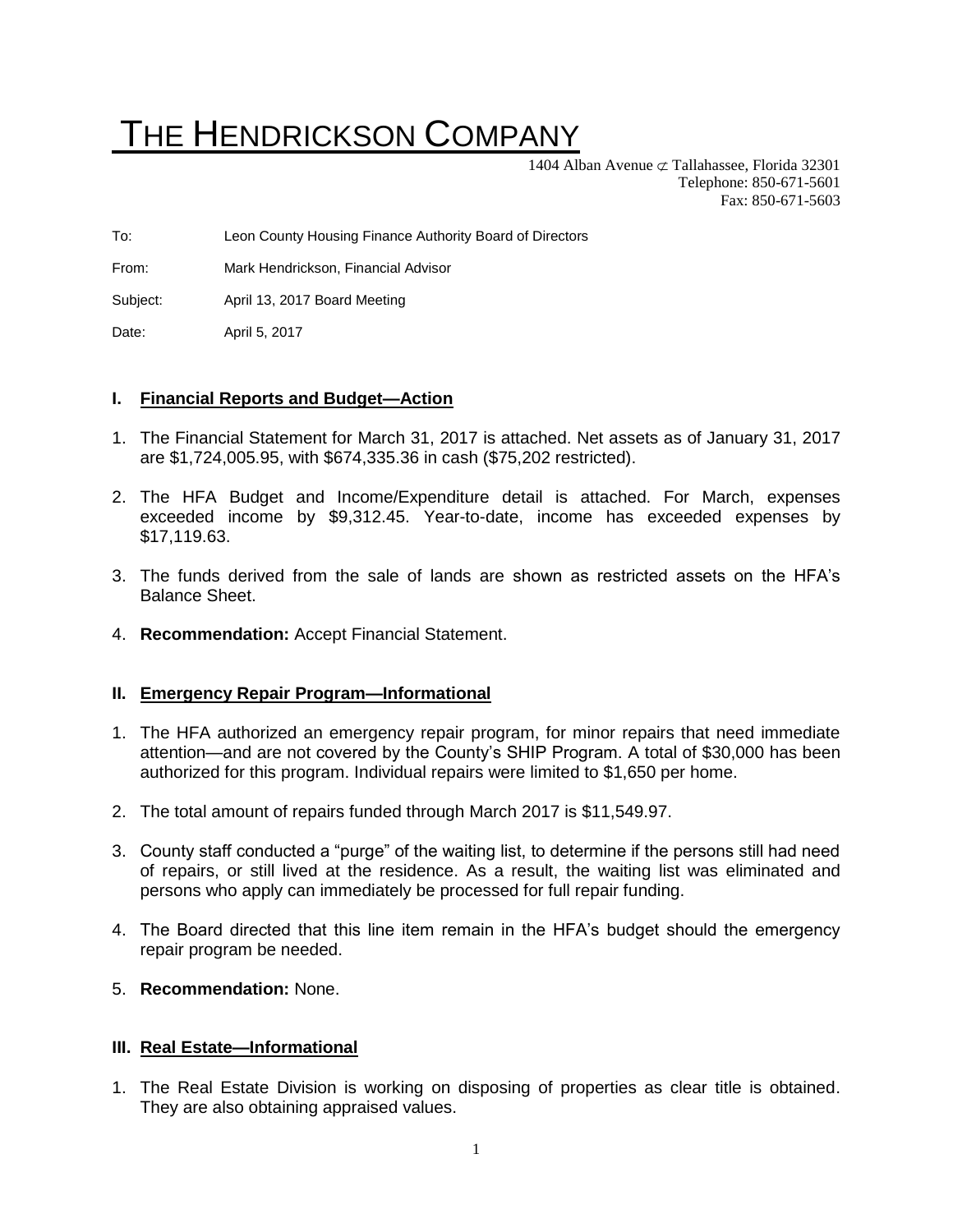# THE HENDRICKSON COMPANY

1404 Alban Avenue ⊄ Tallahassee, Florida 32301
Telephone: 850-671-5601
Fax: 850-671-5603

To: Leon County Housing Finance Authority Board of Directors

From: Mark Hendrickson, Financial Advisor

Subject: April 13, 2017 Board Meeting

Date: April 5, 2017

## I. Financial Reports and Budget—Action

1. The Financial Statement for March 31, 2017 is attached. Net assets as of January 31, 2017 are $1,724,005.95, with $674,335.36 in cash ($75,202 restricted).
2. The HFA Budget and Income/Expenditure detail is attached. For March, expenses exceeded income by $9,312.45. Year-to-date, income has exceeded expenses by $17,119.63.
3. The funds derived from the sale of lands are shown as restricted assets on the HFA's Balance Sheet.
4. **Recommendation:** Accept Financial Statement.

## II. Emergency Repair Program—Informational

1. The HFA authorized an emergency repair program, for minor repairs that need immediate attention—and are not covered by the County's SHIP Program. A total of $30,000 has been authorized for this program. Individual repairs were limited to $1,650 per home.
2. The total amount of repairs funded through March 2017 is $11,549.97.
3. County staff conducted a "purge" of the waiting list, to determine if the persons still had need of repairs, or still lived at the residence. As a result, the waiting list was eliminated and persons who apply can immediately be processed for full repair funding.
4. The Board directed that this line item remain in the HFA's budget should the emergency repair program be needed.
5. **Recommendation:** None.

## III. Real Estate—Informational

1. The Real Estate Division is working on disposing of properties as clear title is obtained. They are also obtaining appraised values.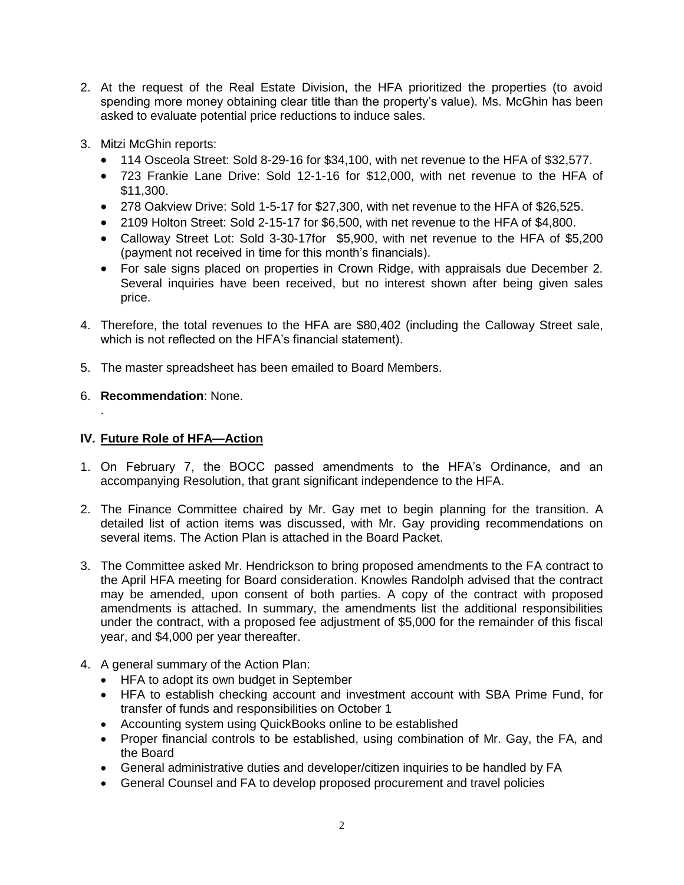2. At the request of the Real Estate Division, the HFA prioritized the properties (to avoid spending more money obtaining clear title than the property's value). Ms. McGhin has been asked to evaluate potential price reductions to induce sales.

3. Mitzi McGhin reports:
   - 114 Osceola Street: Sold 8-29-16 for $34,100, with net revenue to the HFA of $32,577.
   - 723 Frankie Lane Drive: Sold 12-1-16 for $12,000, with net revenue to the HFA of $11,300.
   - 278 Oakview Drive: Sold 1-5-17 for $27,300, with net revenue to the HFA of $26,525.
   - 2109 Holton Street: Sold 2-15-17 for $6,500, with net revenue to the HFA of $4,800.
   - Calloway Street Lot: Sold 3-30-17for $5,900, with net revenue to the HFA of $5,200 (payment not received in time for this month's financials).
   - For sale signs placed on properties in Crown Ridge, with appraisals due December 2. Several inquiries have been received, but no interest shown after being given sales price.

4. Therefore, the total revenues to the HFA are $80,402 (including the Calloway Street sale, which is not reflected on the HFA's financial statement).

5. The master spreadsheet has been emailed to Board Members.

6. **Recommendation**: None.

.

## IV. Future Role of HFA—Action

1. On February 7, the BOCC passed amendments to the HFA's Ordinance, and an accompanying Resolution, that grant significant independence to the HFA.

2. The Finance Committee chaired by Mr. Gay met to begin planning for the transition. A detailed list of action items was discussed, with Mr. Gay providing recommendations on several items. The Action Plan is attached in the Board Packet.

3. The Committee asked Mr. Hendrickson to bring proposed amendments to the FA contract to the April HFA meeting for Board consideration. Knowles Randolph advised that the contract may be amended, upon consent of both parties. A copy of the contract with proposed amendments is attached. In summary, the amendments list the additional responsibilities under the contract, with a proposed fee adjustment of $5,000 for the remainder of this fiscal year, and $4,000 per year thereafter.

4. A general summary of the Action Plan:
   - HFA to adopt its own budget in September
   - HFA to establish checking account and investment account with SBA Prime Fund, for transfer of funds and responsibilities on October 1
   - Accounting system using QuickBooks online to be established
   - Proper financial controls to be established, using combination of Mr. Gay, the FA, and the Board
   - General administrative duties and developer/citizen inquiries to be handled by FA
   - General Counsel and FA to develop proposed procurement and travel policies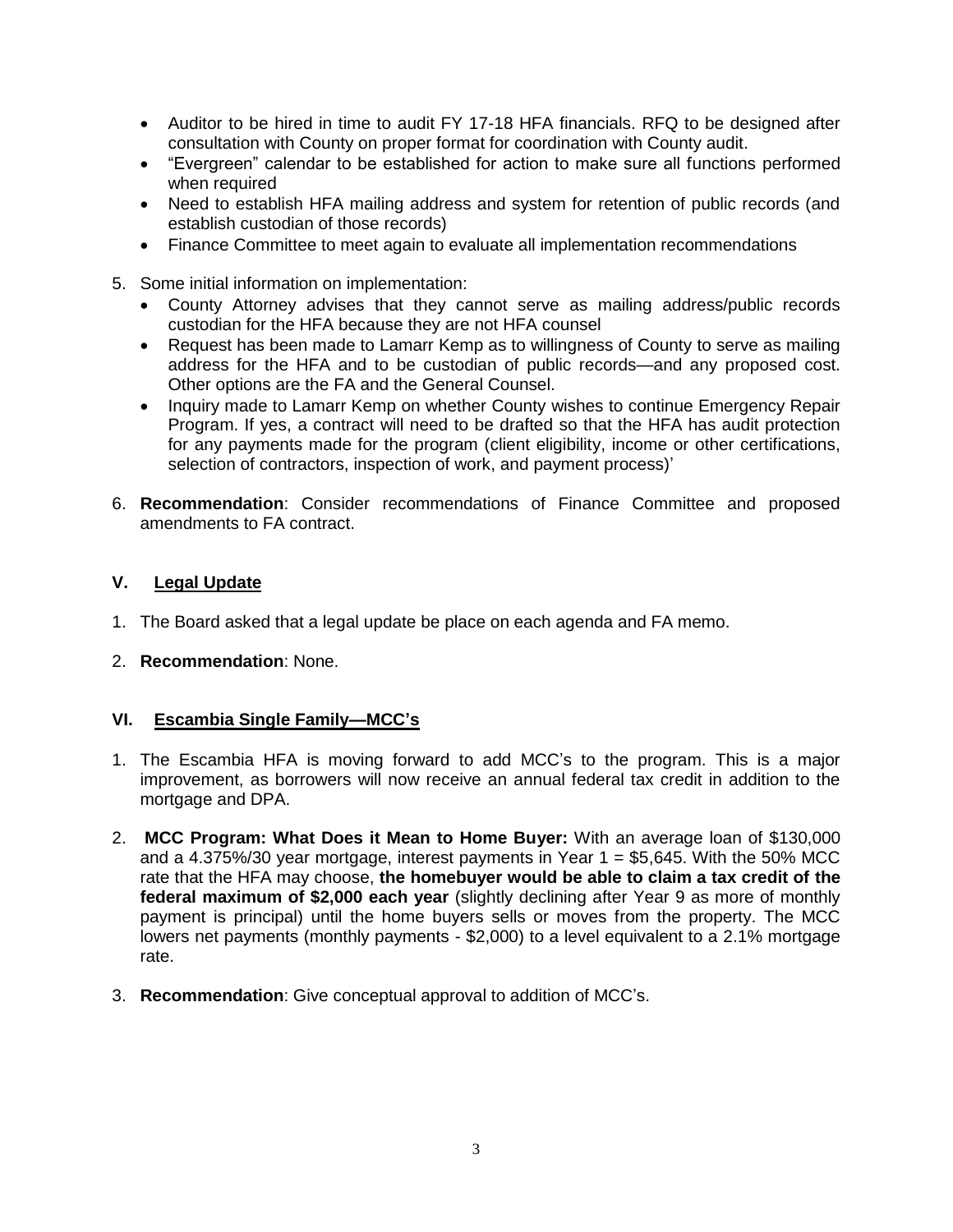- Auditor to be hired in time to audit FY 17-18 HFA financials. RFQ to be designed after consultation with County on proper format for coordination with County audit.
- "Evergreen" calendar to be established for action to make sure all functions performed when required
- Need to establish HFA mailing address and system for retention of public records (and establish custodian of those records)
- Finance Committee to meet again to evaluate all implementation recommendations

5. Some initial information on implementation:
   - County Attorney advises that they cannot serve as mailing address/public records custodian for the HFA because they are not HFA counsel
   - Request has been made to Lamarr Kemp as to willingness of County to serve as mailing address for the HFA and to be custodian of public records—and any proposed cost. Other options are the FA and the General Counsel.
   - Inquiry made to Lamarr Kemp on whether County wishes to continue Emergency Repair Program. If yes, a contract will need to be drafted so that the HFA has audit protection for any payments made for the program (client eligibility, income or other certifications, selection of contractors, inspection of work, and payment process)'

6. **Recommendation**: Consider recommendations of Finance Committee and proposed amendments to FA contract.

## V. Legal Update

1. The Board asked that a legal update be place on each agenda and FA memo.

2. **Recommendation**: None.

## VI. Escambia Single Family—MCC's

1. The Escambia HFA is moving forward to add MCC's to the program. This is a major improvement, as borrowers will now receive an annual federal tax credit in addition to the mortgage and DPA.

2. **MCC Program: What Does it Mean to Home Buyer:** With an average loan of $130,000 and a 4.375%/30 year mortgage, interest payments in Year 1 = $5,645. With the 50% MCC rate that the HFA may choose, **the homebuyer would be able to claim a tax credit of the federal maximum of $2,000 each year** (slightly declining after Year 9 as more of monthly payment is principal) until the home buyers sells or moves from the property. The MCC lowers net payments (monthly payments - $2,000) to a level equivalent to a 2.1% mortgage rate.

3. **Recommendation**: Give conceptual approval to addition of MCC's.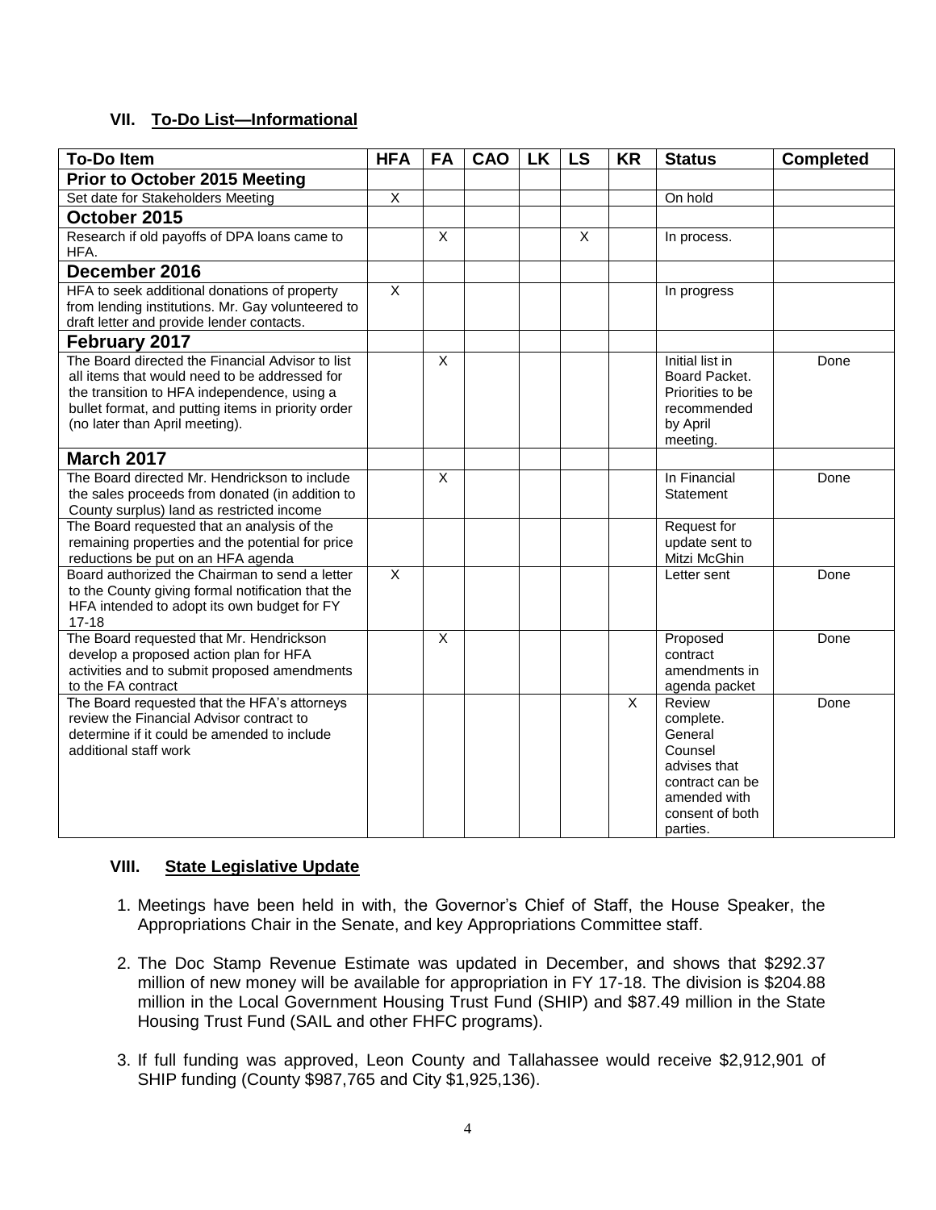## VII. To-Do List—Informational

| To-Do Item | HFA | FA | CAO | LK | LS | KR | Status | Completed |
|---|---|---|---|---|---|---|---|---|
| **Prior to October 2015 Meeting** | | | | | | | | |
| Set date for Stakeholders Meeting | X | | | | | | On hold | |
| **October 2015** | | | | | | | | |
| Research if old payoffs of DPA loans came to HFA. | | X | | | X | | In process. | |
| **December 2016** | | | | | | | | |
| HFA to seek additional donations of property from lending institutions. Mr. Gay volunteered to draft letter and provide lender contacts. | X | | | | | | In progress | |
| **February 2017** | | | | | | | | |
| The Board directed the Financial Advisor to list all items that would need to be addressed for the transition to HFA independence, using a bullet format, and putting items in priority order (no later than April meeting). | | X | | | | | Initial list in Board Packet. Priorities to be recommended by April meeting. | Done |
| **March 2017** | | | | | | | | |
| The Board directed Mr. Hendrickson to include the sales proceeds from donated (in addition to County surplus) land as restricted income | | X | | | | | In Financial Statement | Done |
| The Board requested that an analysis of the remaining properties and the potential for price reductions be put on an HFA agenda | | | | | | | Request for update sent to Mitzi McGhin | |
| Board authorized the Chairman to send a letter to the County giving formal notification that the HFA intended to adopt its own budget for FY 17-18 | X | | | | | | Letter sent | Done |
| The Board requested that Mr. Hendrickson develop a proposed action plan for HFA activities and to submit proposed amendments to the FA contract | | X | | | | | Proposed contract amendments in agenda packet | Done |
| The Board requested that the HFA's attorneys review the Financial Advisor contract to determine if it could be amended to include additional staff work | | | | | | X | Review complete. General Counsel advises that contract can be amended with consent of both parties. | Done |

## VIII. State Legislative Update

1. Meetings have been held in with, the Governor's Chief of Staff, the House Speaker, the Appropriations Chair in the Senate, and key Appropriations Committee staff.

2. The Doc Stamp Revenue Estimate was updated in December, and shows that $292.37 million of new money will be available for appropriation in FY 17-18. The division is $204.88 million in the Local Government Housing Trust Fund (SHIP) and $87.49 million in the State Housing Trust Fund (SAIL and other FHFC programs).

3. If full funding was approved, Leon County and Tallahassee would receive $2,912,901 of SHIP funding (County $987,765 and City $1,925,136).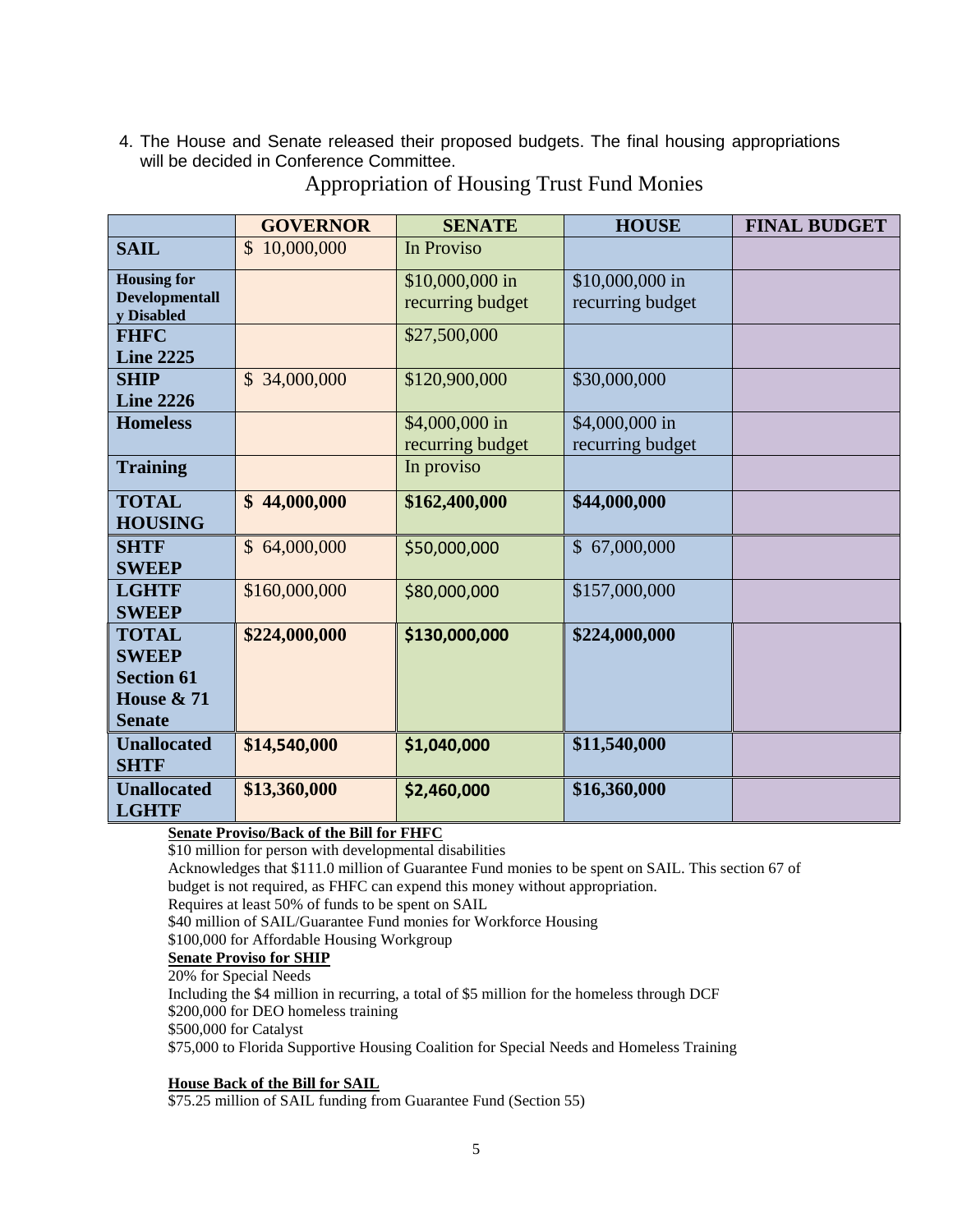4. The House and Senate released their proposed budgets. The final housing appropriations will be decided in Conference Committee.

## Appropriation of Housing Trust Fund Monies

| | GOVERNOR | SENATE | HOUSE | FINAL BUDGET |
|---|---|---|---|---|
| **SAIL** | $ 10,000,000 | In Proviso | | |
| **Housing for Developmentally Disabled** | | $10,000,000 in recurring budget | $10,000,000 in recurring budget | |
| **FHFC Line 2225** | | $27,500,000 | | |
| **SHIP Line 2226** | $ 34,000,000 | $120,900,000 | $30,000,000 | |
| **Homeless** | | $4,000,000 in recurring budget | $4,000,000 in recurring budget | |
| **Training** | | In proviso | | |
| **TOTAL HOUSING** | **$ 44,000,000** | **$162,400,000** | **$44,000,000** | |
| **SHTF SWEEP** | $ 64,000,000 | $50,000,000 | $ 67,000,000 | |
| **LGHTF SWEEP** | $160,000,000 | $80,000,000 | $157,000,000 | |
| **TOTAL SWEEP Section 61 House & 71 Senate** | **$224,000,000** | **$130,000,000** | **$224,000,000** | |
| **Unallocated SHTF** | **$14,540,000** | **$1,040,000** | **$11,540,000** | |
| **Unallocated LGHTF** | **$13,360,000** | **$2,460,000** | **$16,360,000** | |

**Senate Proviso/Back of the Bill for FHFC**

$10 million for person with developmental disabilities

Acknowledges that $111.0 million of Guarantee Fund monies to be spent on SAIL. This section 67 of budget is not required, as FHFC can expend this money without appropriation.

Requires at least 50% of funds to be spent on SAIL

$40 million of SAIL/Guarantee Fund monies for Workforce Housing

$100,000 for Affordable Housing Workgroup

**Senate Proviso for SHIP**

20% for Special Needs

Including the $4 million in recurring, a total of $5 million for the homeless through DCF

$200,000 for DEO homeless training

$500,000 for Catalyst

$75,000 to Florida Supportive Housing Coalition for Special Needs and Homeless Training

**House Back of the Bill for SAIL**

$75.25 million of SAIL funding from Guarantee Fund (Section 55)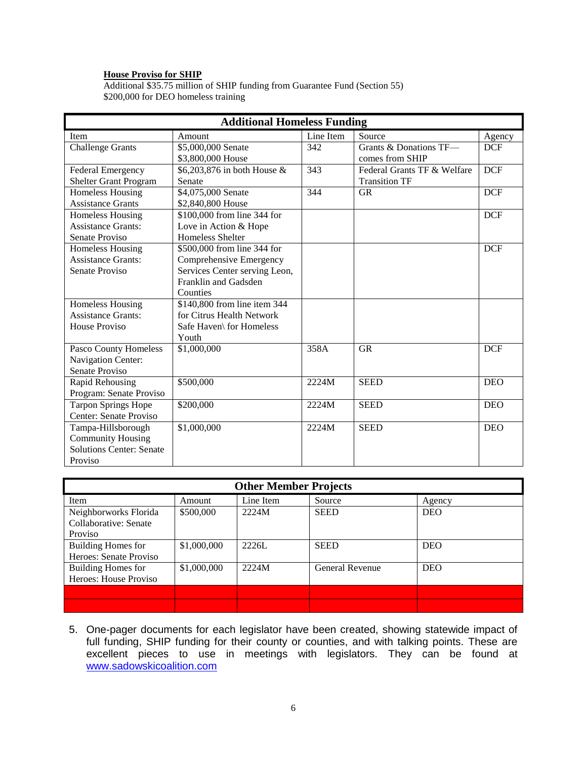**House Proviso for SHIP**

Additional $35.75 million of SHIP funding from Guarantee Fund (Section 55)
$200,000 for DEO homeless training

| Additional Homeless Funding | | | | |
|---|---|---|---|---|
| Item | Amount | Line Item | Source | Agency |
| Challenge Grants | $5,000,000 Senate<br>$3,800,000 House | 342 | Grants & Donations TF—comes from SHIP | DCF |
| Federal Emergency Shelter Grant Program | $6,203,876 in both House & Senate | 343 | Federal Grants TF & Welfare Transition TF | DCF |
| Homeless Housing Assistance Grants | $4,075,000 Senate<br>$2,840,800 House | 344 | GR | DCF |
| Homeless Housing Assistance Grants: Senate Proviso | $100,000 from line 344 for Love in Action & Hope Homeless Shelter | | | DCF |
| Homeless Housing Assistance Grants: Senate Proviso | $500,000 from line 344 for Comprehensive Emergency Services Center serving Leon, Franklin and Gadsden Counties | | | DCF |
| Homeless Housing Assistance Grants: House Proviso | $140,800 from line item 344 for Citrus Health Network Safe Haven\ for Homeless Youth | | | |
| Pasco County Homeless Navigation Center: Senate Proviso | $1,000,000 | 358A | GR | DCF |
| Rapid Rehousing Program: Senate Proviso | $500,000 | 2224M | SEED | DEO |
| Tarpon Springs Hope Center: Senate Proviso | $200,000 | 2224M | SEED | DEO |
| Tampa-Hillsborough Community Housing Solutions Center: Senate Proviso | $1,000,000 | 2224M | SEED | DEO |

| Other Member Projects | | | | |
|---|---|---|---|---|
| Item | Amount | Line Item | Source | Agency |
| Neighborworks Florida Collaborative: Senate Proviso | $500,000 | 2224M | SEED | DEO |
| Building Homes for Heroes: Senate Proviso | $1,000,000 | 2226L | SEED | DEO |
| Building Homes for Heroes: House Proviso | $1,000,000 | 2224M | General Revenue | DEO |
| | | | | |
| | | | | |

5. One-pager documents for each legislator have been created, showing statewide impact of full funding, SHIP funding for their county or counties, and with talking points. These are excellent pieces to use in meetings with legislators. They can be found at www.sadowskicoalition.com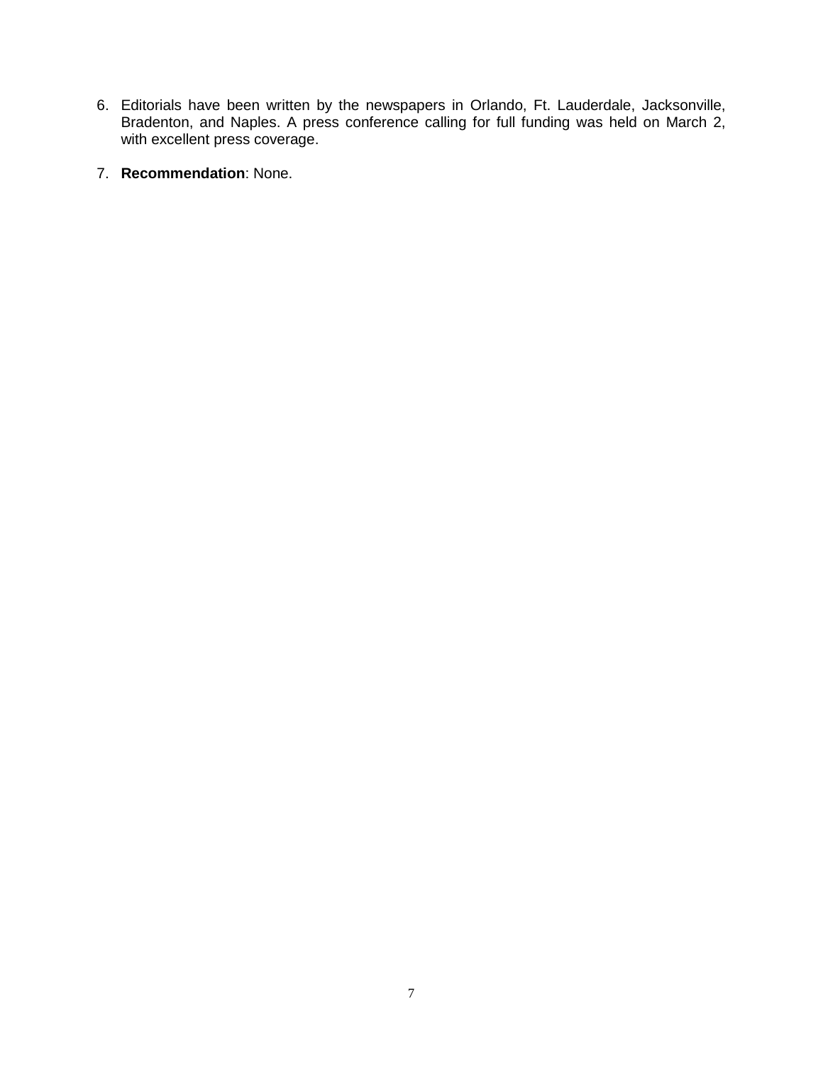6. Editorials have been written by the newspapers in Orlando, Ft. Lauderdale, Jacksonville, Bradenton, and Naples. A press conference calling for full funding was held on March 2, with excellent press coverage.

7. **Recommendation**: None.